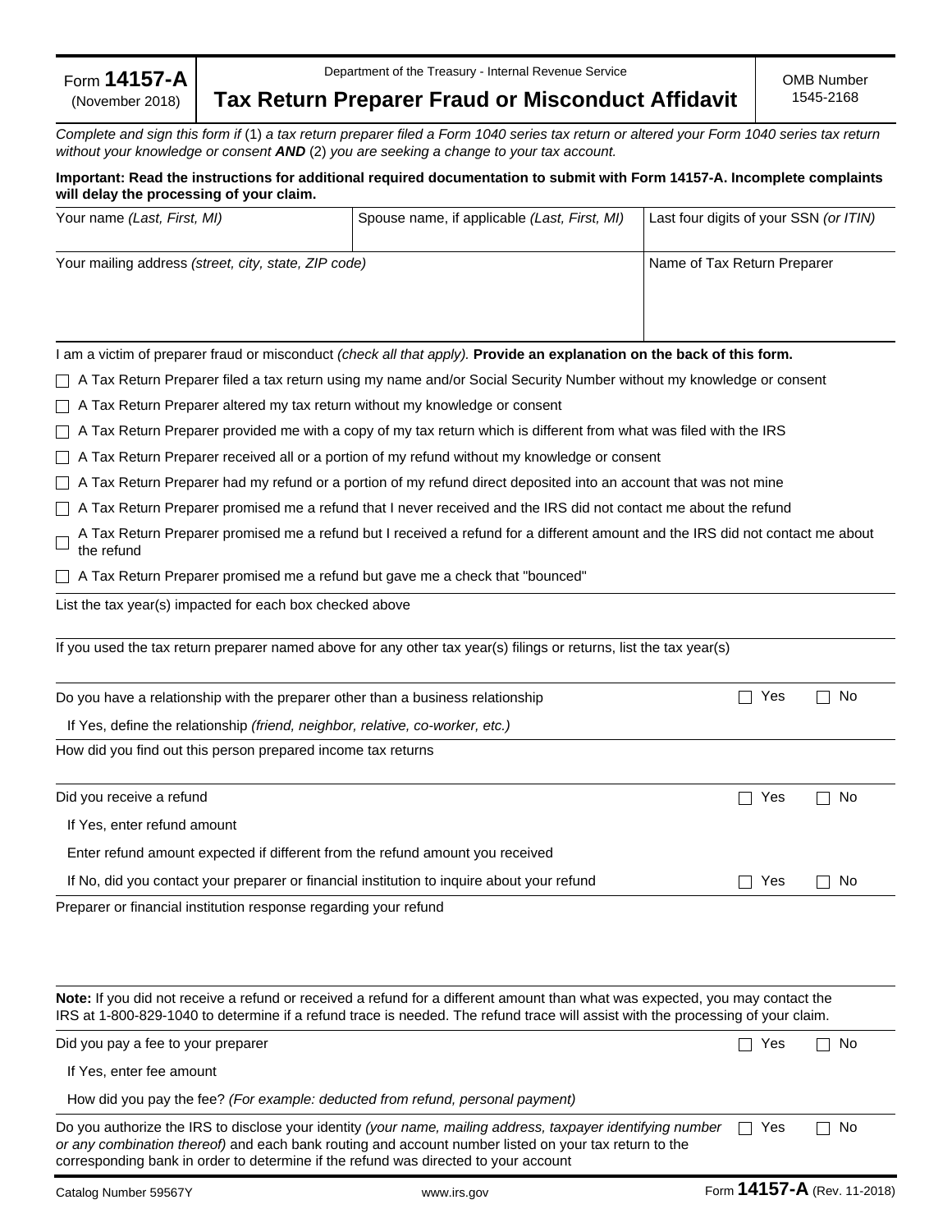Form **14157-A** (November 2018)

Department of the Treasury - Internal Revenue Service

# Tax Return Preparer Fraud or Misconduct Affidavit

OMB Number 1545-2168

*Complete and sign this form if* (1) *a tax return preparer filed a Form 1040 series tax return or altered your Form 1040 series tax return without your knowledge or consent* ***AND*** (2) *you are seeking a change to your tax account.*

**Important: Read the instructions for additional required documentation to submit with Form 14157-A. Incomplete complaints will delay the processing of your claim.**

| Your name *(Last, First, MI)* | Spouse name, if applicable *(Last, First, MI)* | Last four digits of your SSN *(or ITIN)* |
|---|---|---|
| | | |

| Your mailing address *(street, city, state, ZIP code)* | Name of Tax Return Preparer |
|---|---|
| | |

I am a victim of preparer fraud or misconduct *(check all that apply).* **Provide an explanation on the back of this form.**

- ☐ A Tax Return Preparer filed a tax return using my name and/or Social Security Number without my knowledge or consent
- ☐ A Tax Return Preparer altered my tax return without my knowledge or consent
- ☐ A Tax Return Preparer provided me with a copy of my tax return which is different from what was filed with the IRS
- ☐ A Tax Return Preparer received all or a portion of my refund without my knowledge or consent
- ☐ A Tax Return Preparer had my refund or a portion of my refund direct deposited into an account that was not mine
- ☐ A Tax Return Preparer promised me a refund that I never received and the IRS did not contact me about the refund
- ☐ A Tax Return Preparer promised me a refund but I received a refund for a different amount and the IRS did not contact me about the refund
- ☐ A Tax Return Preparer promised me a refund but gave me a check that "bounced"

List the tax year(s) impacted for each box checked above

If you used the tax return preparer named above for any other tax year(s) filings or returns, list the tax year(s)

Do you have a relationship with the preparer other than a business relationship ☐ Yes ☐ No

If Yes, define the relationship *(friend, neighbor, relative, co-worker, etc.)*

How did you find out this person prepared income tax returns

Did you receive a refund ☐ Yes ☐ No

If Yes, enter refund amount

Enter refund amount expected if different from the refund amount you received

If No, did you contact your preparer or financial institution to inquire about your refund ☐ Yes ☐ No

Preparer or financial institution response regarding your refund

**Note:** If you did not receive a refund or received a refund for a different amount than what was expected, you may contact the IRS at 1-800-829-1040 to determine if a refund trace is needed. The refund trace will assist with the processing of your claim.

Did you pay a fee to your preparer ☐ Yes ☐ No

If Yes, enter fee amount

How did you pay the fee? *(For example: deducted from refund, personal payment)*

Do you authorize the IRS to disclose your identity *(your name, mailing address, taxpayer identifying number or any combination thereof)* and each bank routing and account number listed on your tax return to the corresponding bank in order to determine if the refund was directed to your account ☐ Yes ☐ No

Catalog Number 59567Y www.irs.gov Form **14157-A** (Rev. 11-2018)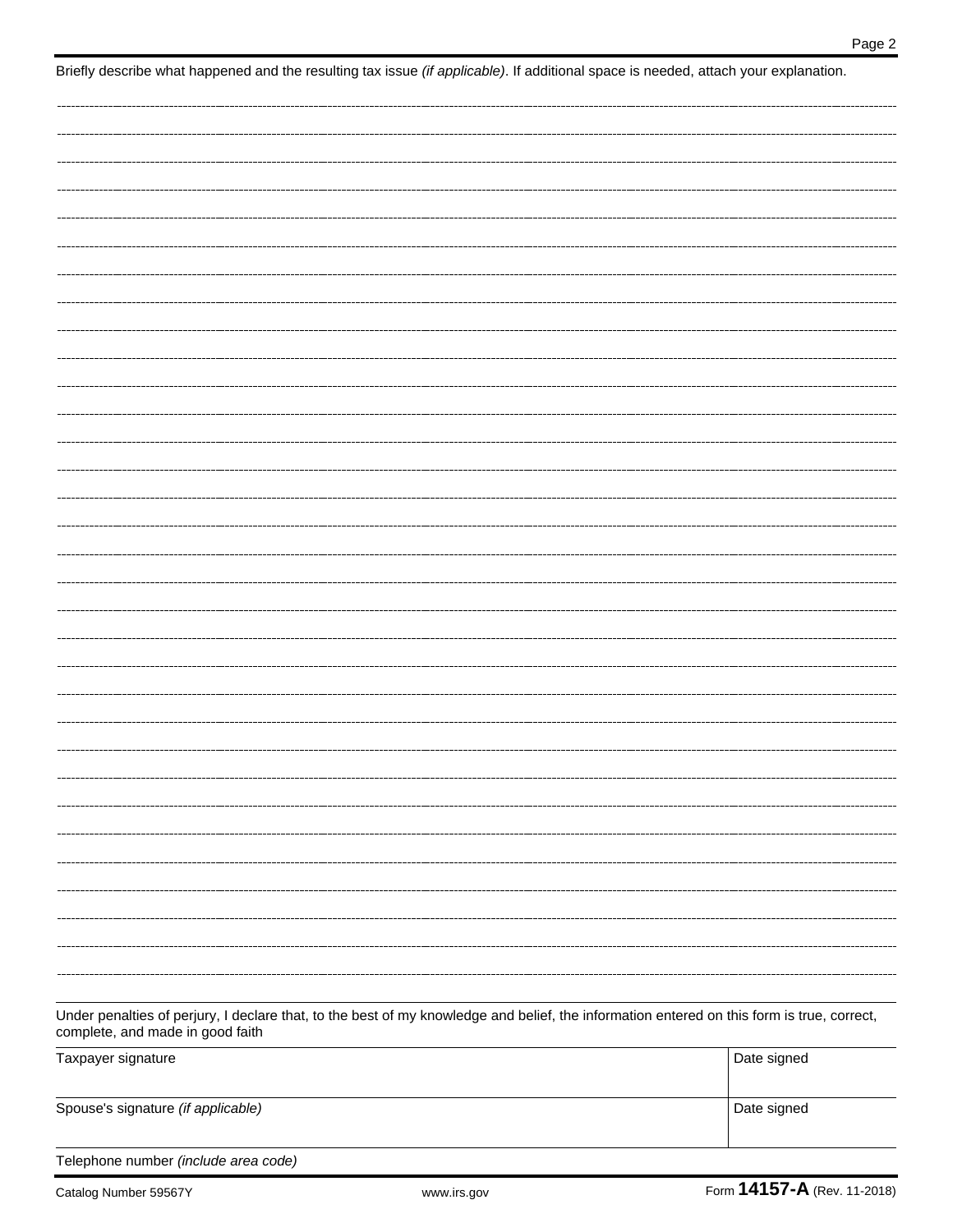Briefly describe what happened and the resulting tax issue *(if applicable)*. If additional space is needed, attach your explanation.

Under penalties of perjury, I declare that, to the best of my knowledge and belief, the information entered on this form is true, correct, complete, and made in good faith

| Taxpayer signature | Date signed |
|---|---|
| Spouse's signature *(if applicable)* | Date signed |

Telephone number *(include area code)*

Catalog Number 59567Y www.irs.gov Form **14157-A** (Rev. 11-2018)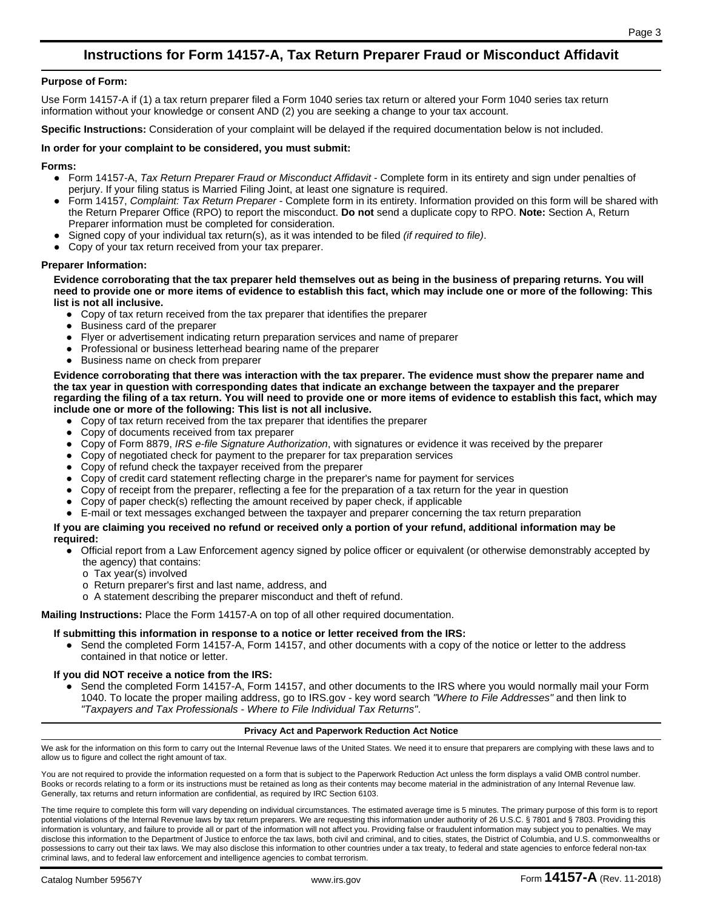# Instructions for Form 14157-A, Tax Return Preparer Fraud or Misconduct Affidavit

**Purpose of Form:**

Use Form 14157-A if (1) a tax return preparer filed a Form 1040 series tax return or altered your Form 1040 series tax return information without your knowledge or consent AND (2) you are seeking a change to your tax account.

**Specific Instructions:** Consideration of your complaint will be delayed if the required documentation below is not included.

**In order for your complaint to be considered, you must submit:**

**Forms:**

- Form 14157-A, *Tax Return Preparer Fraud or Misconduct Affidavit* - Complete form in its entirety and sign under penalties of perjury. If your filing status is Married Filing Joint, at least one signature is required.
- Form 14157, *Complaint: Tax Return Preparer* - Complete form in its entirety. Information provided on this form will be shared with the Return Preparer Office (RPO) to report the misconduct. **Do not** send a duplicate copy to RPO. **Note:** Section A, Return Preparer information must be completed for consideration.
- Signed copy of your individual tax return(s), as it was intended to be filed *(if required to file)*.
- Copy of your tax return received from your tax preparer.

**Preparer Information:**

**Evidence corroborating that the tax preparer held themselves out as being in the business of preparing returns. You will need to provide one or more items of evidence to establish this fact, which may include one or more of the following: This list is not all inclusive.**

- Copy of tax return received from the tax preparer that identifies the preparer
- Business card of the preparer
- Flyer or advertisement indicating return preparation services and name of preparer
- Professional or business letterhead bearing name of the preparer
- Business name on check from preparer

**Evidence corroborating that there was interaction with the tax preparer. The evidence must show the preparer name and the tax year in question with corresponding dates that indicate an exchange between the taxpayer and the preparer regarding the filing of a tax return. You will need to provide one or more items of evidence to establish this fact, which may include one or more of the following: This list is not all inclusive.**

- Copy of tax return received from the tax preparer that identifies the preparer
- Copy of documents received from tax preparer
- Copy of Form 8879, *IRS e-file Signature Authorization*, with signatures or evidence it was received by the preparer
- Copy of negotiated check for payment to the preparer for tax preparation services
- Copy of refund check the taxpayer received from the preparer
- Copy of credit card statement reflecting charge in the preparer's name for payment for services
- Copy of receipt from the preparer, reflecting a fee for the preparation of a tax return for the year in question
- Copy of paper check(s) reflecting the amount received by paper check, if applicable
- E-mail or text messages exchanged between the taxpayer and preparer concerning the tax return preparation

**If you are claiming you received no refund or received only a portion of your refund, additional information may be required:**

- Official report from a Law Enforcement agency signed by police officer or equivalent (or otherwise demonstrably accepted by the agency) that contains:
  - o Tax year(s) involved
  - o Return preparer's first and last name, address, and
  - o A statement describing the preparer misconduct and theft of refund.

**Mailing Instructions:** Place the Form 14157-A on top of all other required documentation.

**If submitting this information in response to a notice or letter received from the IRS:**

- Send the completed Form 14157-A, Form 14157, and other documents with a copy of the notice or letter to the address contained in that notice or letter.

**If you did NOT receive a notice from the IRS:**

- Send the completed Form 14157-A, Form 14157, and other documents to the IRS where you would normally mail your Form 1040. To locate the proper mailing address, go to IRS.gov - key word search *"Where to File Addresses"* and then link to *"Taxpayers and Tax Professionals - Where to File Individual Tax Returns"*.

**Privacy Act and Paperwork Reduction Act Notice**

We ask for the information on this form to carry out the Internal Revenue laws of the United States. We need it to ensure that preparers are complying with these laws and to allow us to figure and collect the right amount of tax.

You are not required to provide the information requested on a form that is subject to the Paperwork Reduction Act unless the form displays a valid OMB control number. Books or records relating to a form or its instructions must be retained as long as their contents may become material in the administration of any Internal Revenue law. Generally, tax returns and return information are confidential, as required by IRC Section 6103.

The time require to complete this form will vary depending on individual circumstances. The estimated average time is 5 minutes. The primary purpose of this form is to report potential violations of the Internal Revenue laws by tax return preparers. We are requesting this information under authority of 26 U.S.C. § 7801 and § 7803. Providing this information is voluntary, and failure to provide all or part of the information will not affect you. Providing false or fraudulent information may subject you to penalties. We may disclose this information to the Department of Justice to enforce the tax laws, both civil and criminal, and to cities, states, the District of Columbia, and U.S. commonwealths or possessions to carry out their tax laws. We may also disclose this information to other countries under a tax treaty, to federal and state agencies to enforce federal non-tax criminal laws, and to federal law enforcement and intelligence agencies to combat terrorism.

Catalog Number 59567Y www.irs.gov Form **14157-A** (Rev. 11-2018)